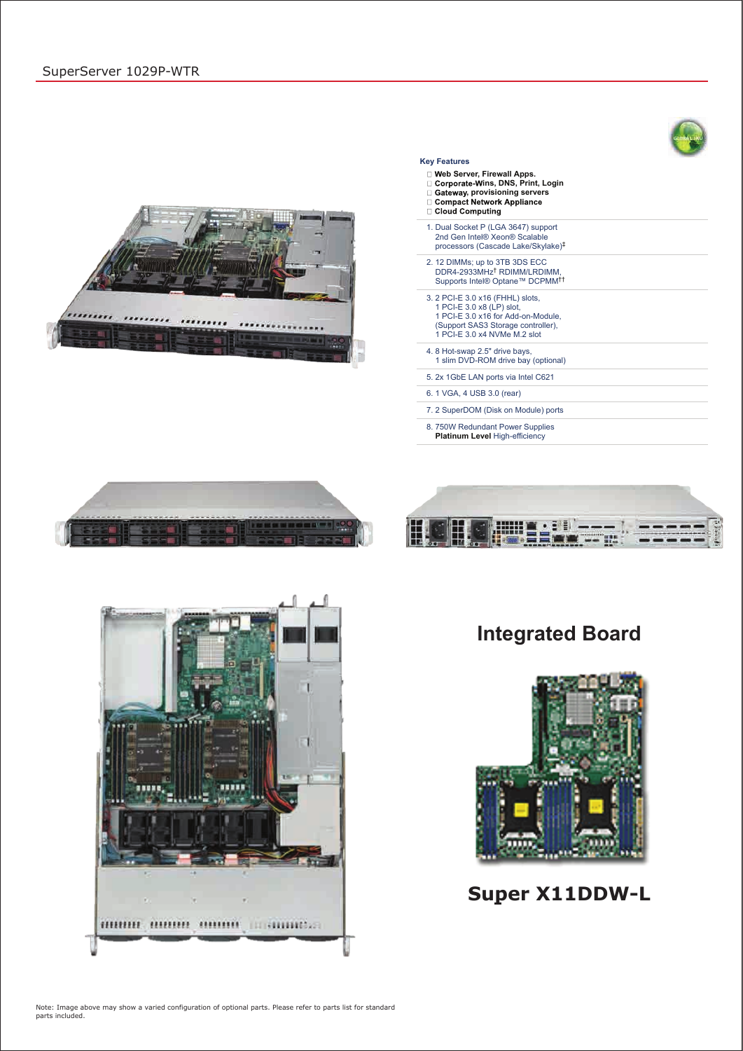# SuperServer 1029P-WTR

**Key Features**

- **Web Server, Firewall Apps.**
- **Corporate-Wins, DNS, Print, Login**
- **Gateway, provisioning servers**
- **Compact Network Appliance**
- **Cloud Computing**

1. Dual Socket P (LGA 3647) support 2nd Gen Intel® Xeon® Scalable processors (Cascade Lake/Skylake)‡
2. 12 DIMMs; up to 3TB 3DS ECC DDR4-2933MHz† RDIMM/LRDIMM, Supports Intel® Optane™ DCPMM††
3. 2 PCI-E 3.0 x16 (FHHL) slots, 1 PCI-E 3.0 x8 (LP) slot, 1 PCI-E 3.0 x16 for Add-on-Module, (Support SAS3 Storage controller), 1 PCI-E 3.0 x4 NVMe M.2 slot
4. 8 Hot-swap 2.5" drive bays, 1 slim DVD-ROM drive bay (optional)
5. 2x 1GbE LAN ports via Intel C621
6. 1 VGA, 4 USB 3.0 (rear)
7. 2 SuperDOM (Disk on Module) ports
8. 750W Redundant Power Supplies **Platinum Level** High-efficiency

## Integrated Board

## Super X11DDW-L

Note: Image above may show a varied configuration of optional parts. Please refer to parts list for standard parts included.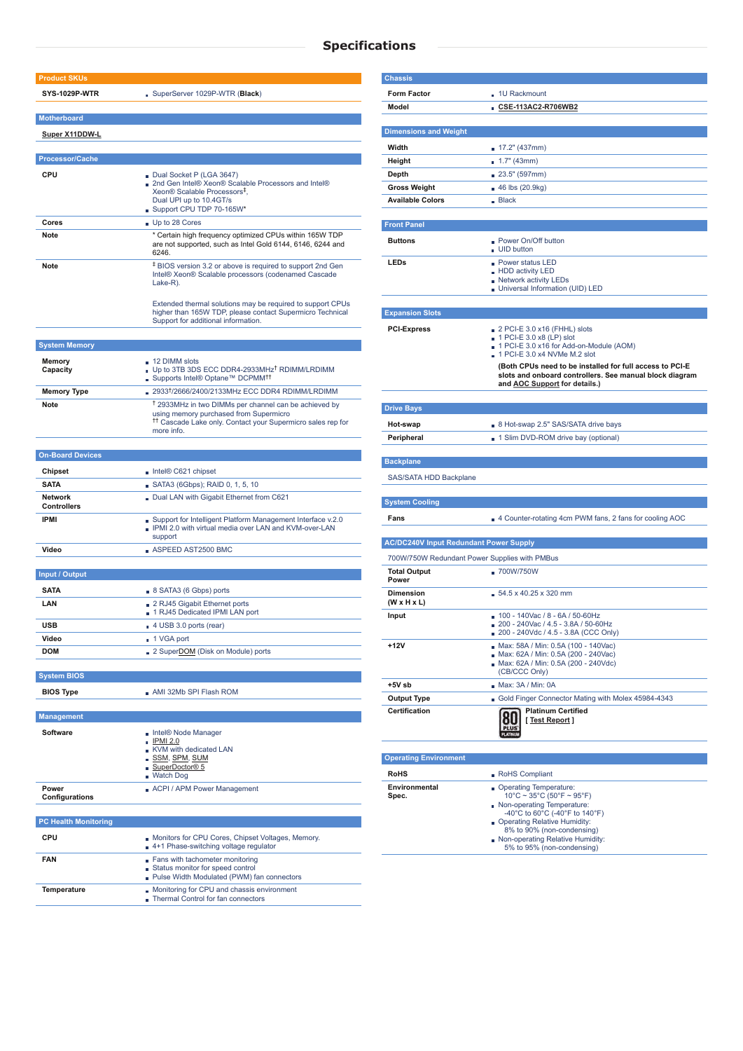# Specifications

## Product SKUs

| | |
|---|---|
| **SYS-1029P-WTR** | SuperServer 1029P-WTR (**Black**) |

## Motherboard

**Super X11DDW-L**

## Processor/Cache

| | |
|---|---|
| **CPU** | Dual Socket P (LGA 3647)<br>2nd Gen Intel® Xeon® Scalable Processors and Intel® Xeon® Scalable Processors‡,<br>Dual UPI up to 10.4GT/s<br>Support CPU TDP 70-165W* |
| **Cores** | Up to 28 Cores |
| **Note** | * Certain high frequency optimized CPUs within 165W TDP are not supported, such as Intel Gold 6144, 6146, 6244 and 6246. |
| **Note** | ‡ BIOS version 3.2 or above is required to support 2nd Gen Intel® Xeon® Scalable processors (codenamed Cascade Lake-R).<br><br>Extended thermal solutions may be required to support CPUs higher than 165W TDP, please contact Supermicro Technical Support for additional information. |

## System Memory

| | |
|---|---|
| **Memory Capacity** | 12 DIMM slots<br>Up to 3TB 3DS ECC DDR4-2933MHz† RDIMM/LRDIMM<br>Supports Intel® Optane™ DCPMM†† |
| **Memory Type** | 2933†/2666/2400/2133MHz ECC DDR4 RDIMM/LRDIMM |
| **Note** | † 2933MHz in two DIMMs per channel can be achieved by using memory purchased from Supermicro<br>†† Cascade Lake only. Contact your Supermicro sales rep for more info. |

## On-Board Devices

| | |
|---|---|
| **Chipset** | Intel® C621 chipset |
| **SATA** | SATA3 (6Gbps); RAID 0, 1, 5, 10 |
| **Network Controllers** | Dual LAN with Gigabit Ethernet from C621 |
| **IPMI** | Support for Intelligent Platform Management Interface v.2.0<br>IPMI 2.0 with virtual media over LAN and KVM-over-LAN support |
| **Video** | ASPEED AST2500 BMC |

## Input / Output

| | |
|---|---|
| **SATA** | 8 SATA3 (6 Gbps) ports |
| **LAN** | 2 RJ45 Gigabit Ethernet ports<br>1 RJ45 Dedicated IPMI LAN port |
| **USB** | 4 USB 3.0 ports (rear) |
| **Video** | 1 VGA port |
| **DOM** | 2 SuperDOM (Disk on Module) ports |

## System BIOS

| | |
|---|---|
| **BIOS Type** | AMI 32Mb SPI Flash ROM |

## Management

| | |
|---|---|
| **Software** | Intel® Node Manager<br>IPMI 2.0<br>KVM with dedicated LAN<br>SSM, SPM, SUM<br>SuperDoctor® 5<br>Watch Dog |
| **Power Configurations** | ACPI / APM Power Management |

## PC Health Monitoring

| | |
|---|---|
| **CPU** | Monitors for CPU Cores, Chipset Voltages, Memory.<br>4+1 Phase-switching voltage regulator |
| **FAN** | Fans with tachometer monitoring<br>Status monitor for speed control<br>Pulse Width Modulated (PWM) fan connectors |
| **Temperature** | Monitoring for CPU and chassis environment<br>Thermal Control for fan connectors |

## Chassis

| | |
|---|---|
| **Form Factor** | 1U Rackmount |
| **Model** | **CSE-113AC2-R706WB2** |

## Dimensions and Weight

| | |
|---|---|
| **Width** | 17.2" (437mm) |
| **Height** | 1.7" (43mm) |
| **Depth** | 23.5" (597mm) |
| **Gross Weight** | 46 lbs (20.9kg) |
| **Available Colors** | Black |

## Front Panel

| | |
|---|---|
| **Buttons** | Power On/Off button<br>UID button |
| **LEDs** | Power status LED<br>HDD activity LED<br>Network activity LEDs<br>Universal Information (UID) LED |

## Expansion Slots

| | |
|---|---|
| **PCI-Express** | 2 PCI-E 3.0 x16 (FHHL) slots<br>1 PCI-E 3.0 x8 (LP) slot<br>1 PCI-E 3.0 x16 for Add-on-Module (AOM)<br>1 PCI-E 3.0 x4 NVMe M.2 slot<br>**(Both CPUs need to be installed for full access to PCI-E slots and onboard controllers. See manual block diagram and AOC Support for details.)** |

## Drive Bays

| | |
|---|---|
| **Hot-swap** | 8 Hot-swap 2.5" SAS/SATA drive bays |
| **Peripheral** | 1 Slim DVD-ROM drive bay (optional) |

## Backplane

SAS/SATA HDD Backplane

## System Cooling

| | |
|---|---|
| **Fans** | 4 Counter-rotating 4cm PWM fans, 2 fans for cooling AOC |

## AC/DC240V Input Redundant Power Supply

700W/750W Redundant Power Supplies with PMBus

| | |
|---|---|
| **Total Output Power** | 700W/750W |
| **Dimension (W x H x L)** | 54.5 x 40.25 x 320 mm |
| **Input** | 100 - 140Vac / 8 - 6A / 50-60Hz<br>200 - 240Vac / 4.5 - 3.8A / 50-60Hz<br>200 - 240Vdc / 4.5 - 3.8A (CCC Only) |
| **+12V** | Max: 58A / Min: 0.5A (100 - 140Vac)<br>Max: 62A / Min: 0.5A (200 - 240Vac)<br>Max: 62A / Min: 0.5A (200 - 240Vdc) (CB/CCC Only) |
| **+5V sb** | Max: 3A / Min: 0A |
| **Output Type** | Gold Finger Connector Mating with Molex 45984-4343 |
| **Certification** | **Platinum Certified**<br>[ Test Report ] |

## Operating Environment

| | |
|---|---|
| **RoHS** | RoHS Compliant |
| **Environmental Spec.** | Operating Temperature: 10°C ~ 35°C (50°F ~ 95°F)<br>Non-operating Temperature: -40°C to 60°C (-40°F to 140°F)<br>Operating Relative Humidity: 8% to 90% (non-condensing)<br>Non-operating Relative Humidity: 5% to 95% (non-condensing) |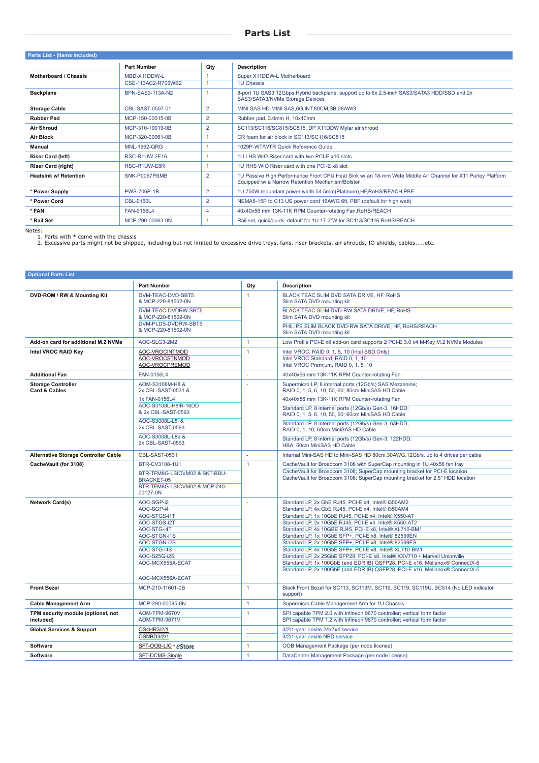# Parts List

**Parts List - (Items Included)**

| | Part Number | Qty | Description |
|---|---|---|---|
| **Motherboard / Chassis** | MBD-X11DDW-L | 1 | Super X11DDW-L Motherboard |
| | CSE-113AC2-R706WB2 | 1 | 1U Chassis |
| **Backplane** | BPN-SAS3-113A-N2 | 1 | 8-port 1U SAS3 12Gbps Hybrid backplane, support up to 6x 2.5-inch SAS3/SATA3 HDD/SSD and 2x SAS3/SATA3/NVMe Storage Devices |
| **Storage Cable** | CBL-SAST-0507-01 | 2 | MINI SAS HD-MINI SAS,6G,INT,80CM,SB,28AWG |
| **Rubber Pad** | MCP-150-00015-0B | 2 | Rubber pad, 3.0mm H, 10x10mm |
| **Air Shroud** | MCP-310-19019-0B | 2 | SC113/SC116/SC815/SC515, DP X11DDW Mylar air shroud |
| **Air Block** | MCP-320-00061-0B | 1 | CR foam for air block in SC113/SC116/SC815 |
| **Manual** | MNL-1962-QRG | 1 | 1029P-WT/WTR Quick Reference Guide |
| **Riser Card (left)** | RSC-R1UW-2E16 | 1 | 1U LHS WIO Riser card with two PCI-E x16 slots |
| **Riser Card (right)** | RSC-R1UW-E8R | 1 | 1U RHS WIO Riser card with one PCI-E x8 slot |
| **Heatsink w/ Retention** | SNK-P0067PSMB | 2 | 1U Passive High Performance Front CPU Heat Sink w/ an 18-mm Wide Middle Air Channel for X11 Purley Platform Equipped w/ a Narrow Retention Mechanism/Bolster |
| **\* Power Supply** | PWS-706P-1R | 2 | 1U 750W redundant power width 54.5mm(Platinum),HF,RoHS/REACH,PBF |
| **\* Power Cord** | CBL-0160L | 2 | NEMA5-15P to C13 US power cord 16AWG 6ft, PBF (default for high watt) |
| **\* FAN** | FAN-0156L4 | 4 | 40x40x56 mm 13K-11K RPM Counter-rotating Fan,RoHS/REACH |
| **\* Rail Set** | MCP-290-00063-0N | 1 | Rail set, quick/quick, default for 1U 17.2"W for SC113/SC116,RoHS/REACH |

Notes:
1. Parts with * come with the chassis
2. Excessive parts might not be shipped, including but not limited to excessive drive trays, fans, riser brackets, air shrouds, IO shields, cables.....etc.

**Optional Parts List**

| | Part Number | Qty | Description |
|---|---|---|---|
| **DVD-ROM / RW & Mounting Kit** | DVM-TEAC-DVD-SBT5 & MCP-220-81502-0N | 1 | BLACK TEAC SLIM DVD SATA DRIVE, HF, RoHS Slim SATA DVD mounting kit |
| | DVM-TEAC-DVDRW-SBT5 & MCP-220-81502-0N | | BLACK TEAC SLIM DVD-RW SATA DRIVE, HF, RoHS Slim SATA DVD mounting kit |
| | DVM-PLDS-DVDRW-SBT5 & MCP-220-81502-0N | | PHILIPS SLIM BLACK DVD-RW SATA DRIVE, HF, RoHS/REACH Slim SATA DVD mounting kit |
| **Add-on card for additional M.2 NVMe** | AOC-SLG3-2M2 | 1 | Low Profile PCI-E x8 add-on card supports 2 PCI-E 3.0 x4 M-Key M.2 NVMe Modules |
| **Intel VROC RAID Key** | AOC-VROCINTMOD | 1 | Intel VROC, RAID 0, 1, 5, 10 (Intel SSD Only) |
| | AOC-VROCSTNMOD | | Intel VROC Standard, RAID 0, 1, 10 |
| | AOC-VROCPREMOD | | Intel VROC Premium, RAID 0, 1, 5, 10 |
| **Additional Fan** | FAN-0156L4 | - | 40x40x56 mm 13K-11K RPM Counter-rotating Fan |
| **Storage Controller Card & Cables** | AOM-S3108M-H8 & 2x CBL-SAST-0531 & | - | Supermicro LP, 8 internal ports (12Gb/s) SAS Mezzanine; RAID 0, 1, 5, 6, 10, 50, 60; 80cm MiniSAS HD Cable |
| | 1x FAN-0156L4 | | 40x40x56 mm 13K-11K RPM Counter-rotating Fan |
| | AOC-S3108L-H8IR-16DD & 2x CBL-SAST-0593 | | Standard LP, 8 internal ports (12Gb/s) Gen-3, 16HDD; RAID 0, 1, 5, 6, 10, 50, 60; 60cm MiniSAS HD Cable |
| | AOC-S3008L-L8i & 2x CBL-SAST-0593 | | Standard LP, 8 internal ports (12Gb/s) Gen-3, 63HDD; RAID 0, 1, 10; 60cm MiniSAS HD Cable |
| | AOC-S3008L-L8e & 2x CBL-SAST-0593 | | Standard LP, 8 internal ports (12Gb/s) Gen-3, 122HDD; HBA; 60cm MiniSAS HD Cable |
| **Alternative Storage Controller Cable** | CBL-SAST-0531 | - | Internal Mini-SAS HD to Mini-SAS HD 80cm,30AWG,12Gb/s, up to 4 drives per cable |
| **CacheVault (for 3108)** | BTR-CV3108-1U1 | 1 | CacheVault for Broadcom 3108 with SuperCap mounting in 1U 40x56 fan tray |
| | BTR-TFM8G-LSICVM02 & BKT-BBU-BRACKET-05 | | CacheVault for Broadcom 3108; SuperCap mounting bracket for PCI-E location |
| | BTR-TFM8G-LSICVM02 & MCP-240-00127-0N | | CacheVault for Broadcom 3108; SuperCap mounting bracket for 2.5" HDD location |
| **Network Card(s)** | AOC-SGP-i2 | - | Standard LP, 2x GbE RJ45, PCI-E x4, Intel® i350AM2 |
| | AOC-SGP-i4 | | Standard LP, 4x GbE RJ45, PCI-E x4, Intel® i350AM4 |
| | AOC-STGS-i1T | | Standard LP, 1x 10GbE RJ45, PCI-E x4, Intel® X550-AT |
| | AOC-STGS-i2T | | Standard LP, 2x 10GbE RJ45, PCI-E x4, Intel® X550-AT2 |
| | AOC-STG-i4T | | Standard LP, 4x 10GBE RJ45, PCI-E x8, Intel® XL710-BM1 |
| | AOC-STGN-i1S | | Standard LP, 1x 10GbE SFP+, PCI-E x8, Intel® 82599EN |
| | AOC-STGN-i2S | | Standard LP, 2x 10GbE SFP+, PCI-E x8, Intel® 82599ES |
| | AOC-STG-i4S | | Standard LP, 4x 10GbE SFP+, PCI-E x8, Intel® XL710-BM1 |
| | AOC-S25G-i2S | | Standard LP, 2x 25GbE SFP28, PCI-E x8, Intel® XXV710 + Marvell Unionville |
| | AOC-MCX555A-ECAT | | Standard LP, 1x 100GbE (and EDR IB) QSFP28, PCI-E x16, Mellanox® ConnectX-5 |
| | AOC-MCX556A-ECAT | | Standard LP, 2x 100GbE (and EDR IB) QSFP28, PCI-E x16, Mellanox® ConnectX-5 |
| **Front Bezel** | MCP-210-11601-0B | 1 | Black Front Bezel for SC113, SC113M, SC116, SC119, SC119U, SC514 (No LED indicator support) |
| **Cable Management Arm** | MCP-290-00085-0N | 1 | Supermicro Cable Management Arm for 1U Chassis |
| **TPM security module (optional, not included)** | AOM-TPM-9670V | 1 | SPI capable TPM 2.0 with Infineon 9670 controller; vertical form factor |
| | AOM-TPM-9671V | | SPI capable TPM 1.2 with Infineon 9670 controller; vertical form factor |
| **Global Services & Support** | OS4HR3/2/1 | - | 3/2/1-year onsite 24x7x4 service |
| | OSNBD3/2/1 | - | 3/2/1-year onsite NBD service |
| **Software** | SFT-OOB-LIC • eStore | 1 | OOB Management Package (per node license) |
| **Software** | SFT-DCMS-Single | 1 | DataCenter Management Package (per node license) |